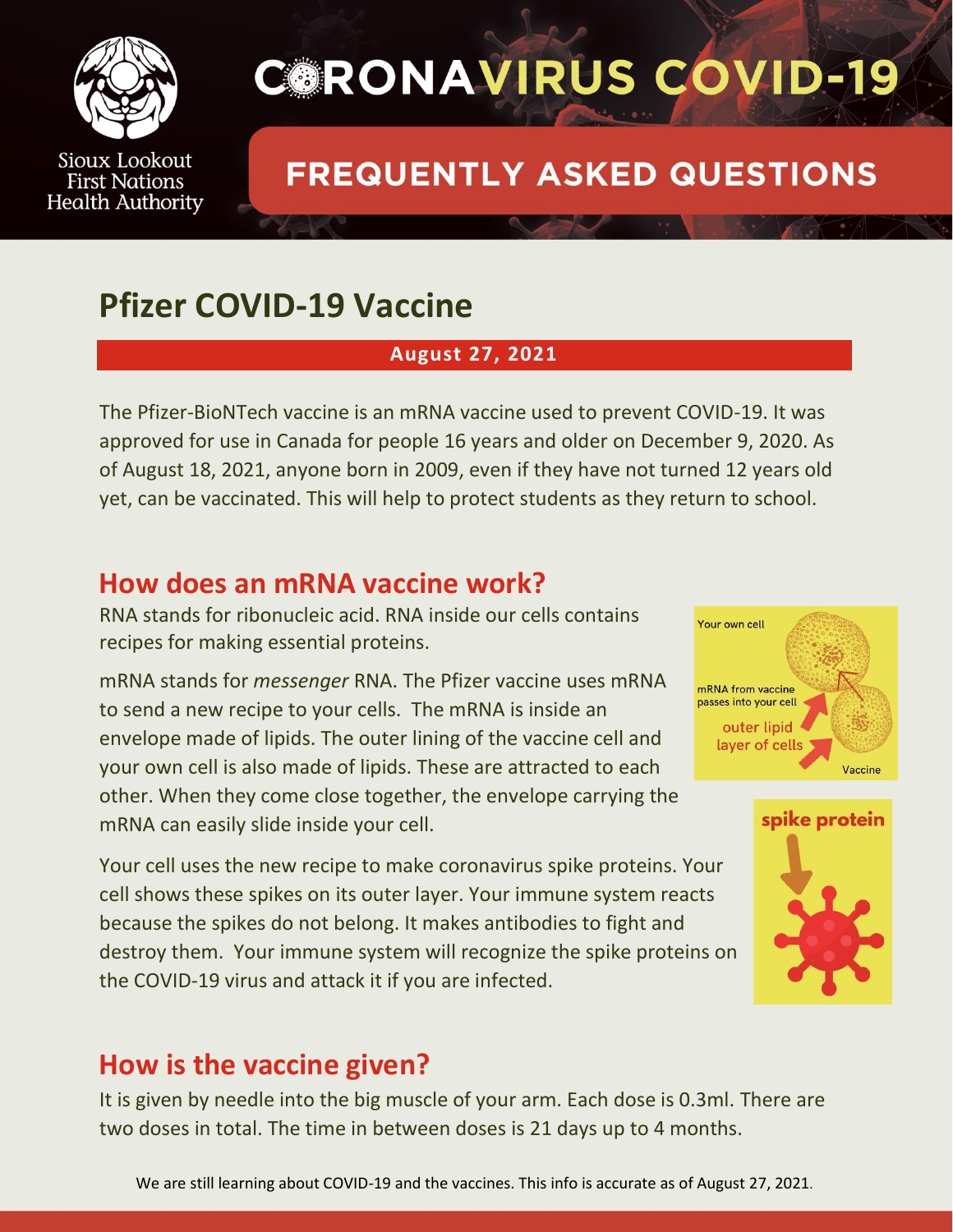Sioux Lookout First Nations Health Authority

# CORONAVIRUS COVID-19

## FREQUENTLY ASKED QUESTIONS

# Pfizer COVID-19 Vaccine

**August 27, 2021**

The Pfizer-BioNTech vaccine is an mRNA vaccine used to prevent COVID-19. It was approved for use in Canada for people 16 years and older on December 9, 2020. As of August 18, 2021, anyone born in 2009, even if they have not turned 12 years old yet, can be vaccinated. This will help to protect students as they return to school.

## How does an mRNA vaccine work?

RNA stands for ribonucleic acid. RNA inside our cells contains recipes for making essential proteins.

mRNA stands for *messenger* RNA. The Pfizer vaccine uses mRNA to send a new recipe to your cells. The mRNA is inside an envelope made of lipids. The outer lining of the vaccine cell and your own cell is also made of lipids. These are attracted to each other. When they come close together, the envelope carrying the mRNA can easily slide inside your cell.

Your cell uses the new recipe to make coronavirus spike proteins. Your cell shows these spikes on its outer layer. Your immune system reacts because the spikes do not belong. It makes antibodies to fight and destroy them. Your immune system will recognize the spike proteins on the COVID-19 virus and attack it if you are infected.

## How is the vaccine given?

It is given by needle into the big muscle of your arm. Each dose is 0.3ml. There are two doses in total. The time in between doses is 21 days up to 4 months.

We are still learning about COVID-19 and the vaccines. This info is accurate as of August 27, 2021.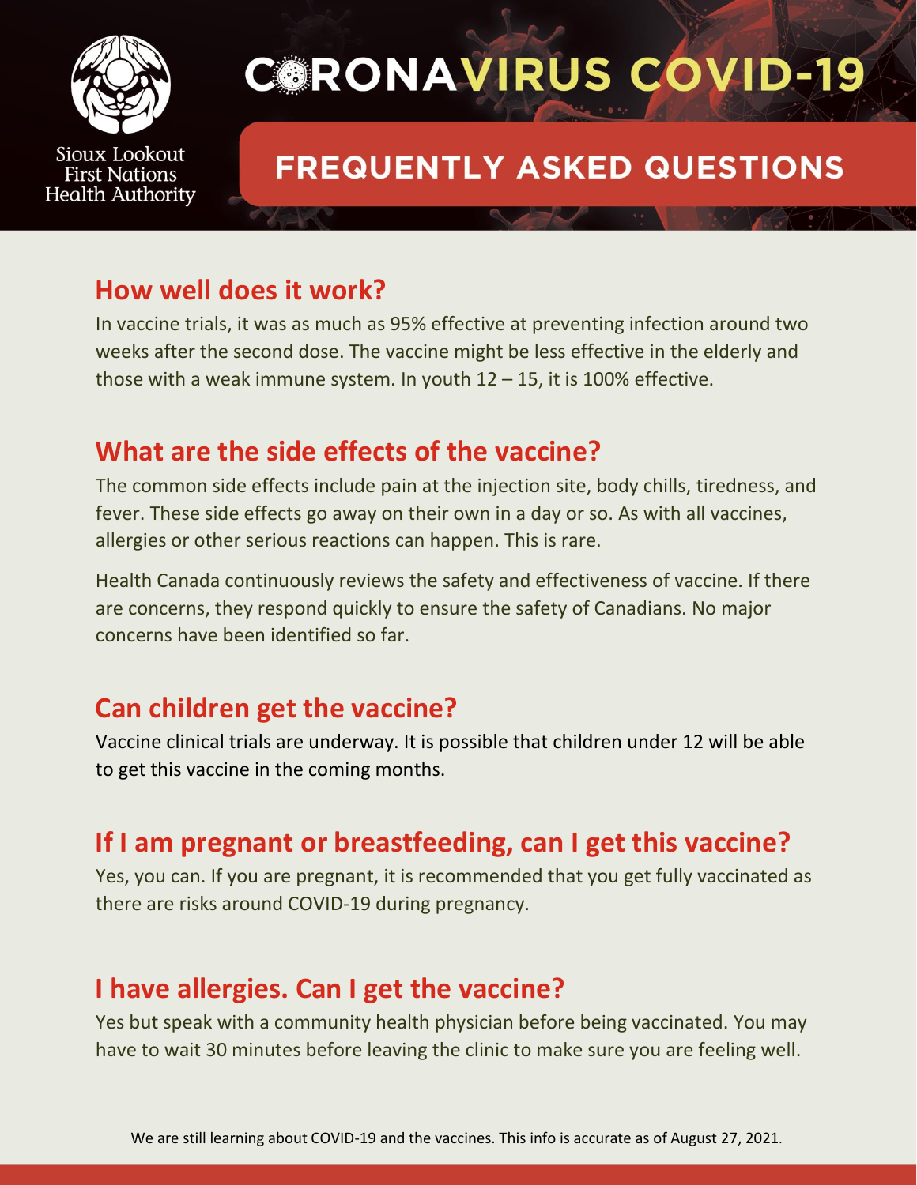Sioux Lookout First Nations Health Authority

# CORONAVIRUS COVID-19

## FREQUENTLY ASKED QUESTIONS

### How well does it work?

In vaccine trials, it was as much as 95% effective at preventing infection around two weeks after the second dose. The vaccine might be less effective in the elderly and those with a weak immune system. In youth 12 – 15, it is 100% effective.

### What are the side effects of the vaccine?

The common side effects include pain at the injection site, body chills, tiredness, and fever. These side effects go away on their own in a day or so. As with all vaccines, allergies or other serious reactions can happen. This is rare.

Health Canada continuously reviews the safety and effectiveness of vaccine. If there are concerns, they respond quickly to ensure the safety of Canadians. No major concerns have been identified so far.

### Can children get the vaccine?

Vaccine clinical trials are underway. It is possible that children under 12 will be able to get this vaccine in the coming months.

### If I am pregnant or breastfeeding, can I get this vaccine?

Yes, you can. If you are pregnant, it is recommended that you get fully vaccinated as there are risks around COVID-19 during pregnancy.

### I have allergies. Can I get the vaccine?

Yes but speak with a community health physician before being vaccinated. You may have to wait 30 minutes before leaving the clinic to make sure you are feeling well.

We are still learning about COVID-19 and the vaccines. This info is accurate as of August 27, 2021.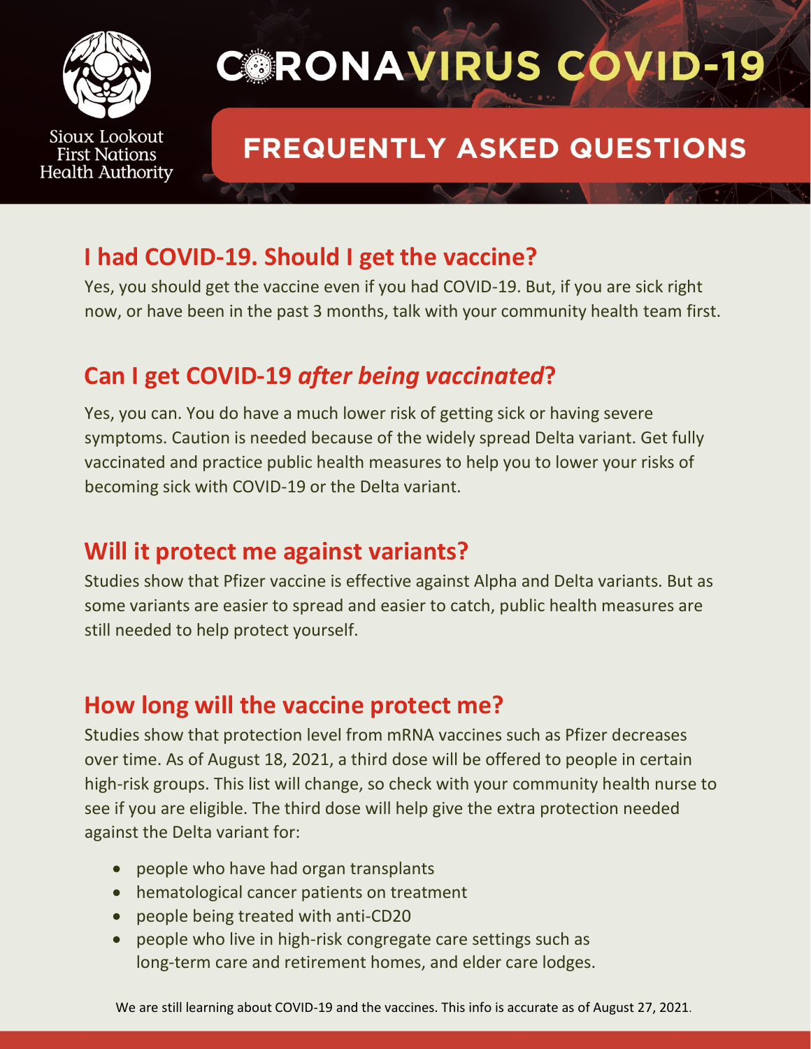Sioux Lookout First Nations Health Authority

# CORONAVIRUS COVID-19

## FREQUENTLY ASKED QUESTIONS

## I had COVID-19. Should I get the vaccine?

Yes, you should get the vaccine even if you had COVID-19. But, if you are sick right now, or have been in the past 3 months, talk with your community health team first.

## Can I get COVID-19 *after being vaccinated*?

Yes, you can. You do have a much lower risk of getting sick or having severe symptoms. Caution is needed because of the widely spread Delta variant. Get fully vaccinated and practice public health measures to help you to lower your risks of becoming sick with COVID-19 or the Delta variant.

## Will it protect me against variants?

Studies show that Pfizer vaccine is effective against Alpha and Delta variants. But as some variants are easier to spread and easier to catch, public health measures are still needed to help protect yourself.

## How long will the vaccine protect me?

Studies show that protection level from mRNA vaccines such as Pfizer decreases over time. As of August 18, 2021, a third dose will be offered to people in certain high-risk groups. This list will change, so check with your community health nurse to see if you are eligible. The third dose will help give the extra protection needed against the Delta variant for:

- people who have had organ transplants
- hematological cancer patients on treatment
- people being treated with anti-CD20
- people who live in high-risk congregate care settings such as long-term care and retirement homes, and elder care lodges.

We are still learning about COVID-19 and the vaccines. This info is accurate as of August 27, 2021.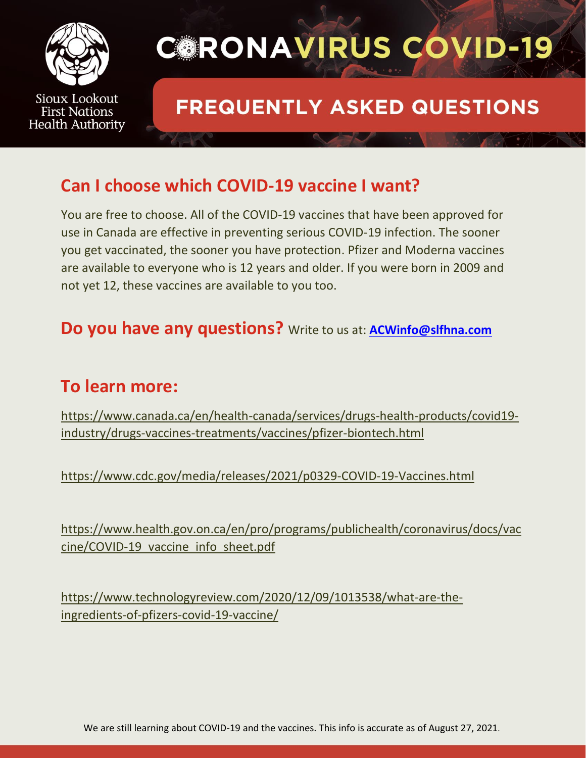Sioux Lookout First Nations Health Authority

# CORONAVIRUS COVID-19

## FREQUENTLY ASKED QUESTIONS

## Can I choose which COVID-19 vaccine I want?

You are free to choose. All of the COVID-19 vaccines that have been approved for use in Canada are effective in preventing serious COVID-19 infection. The sooner you get vaccinated, the sooner you have protection. Pfizer and Moderna vaccines are available to everyone who is 12 years and older. If you were born in 2009 and not yet 12, these vaccines are available to you too.

## Do you have any questions? Write to us at: **ACWinfo@slfhna.com**

## To learn more:

https://www.canada.ca/en/health-canada/services/drugs-health-products/covid19-industry/drugs-vaccines-treatments/vaccines/pfizer-biontech.html

https://www.cdc.gov/media/releases/2021/p0329-COVID-19-Vaccines.html

https://www.health.gov.on.ca/en/pro/programs/publichealth/coronavirus/docs/vaccine/COVID-19_vaccine_info_sheet.pdf

https://www.technologyreview.com/2020/12/09/1013538/what-are-the-ingredients-of-pfizers-covid-19-vaccine/

We are still learning about COVID-19 and the vaccines. This info is accurate as of August 27, 2021.